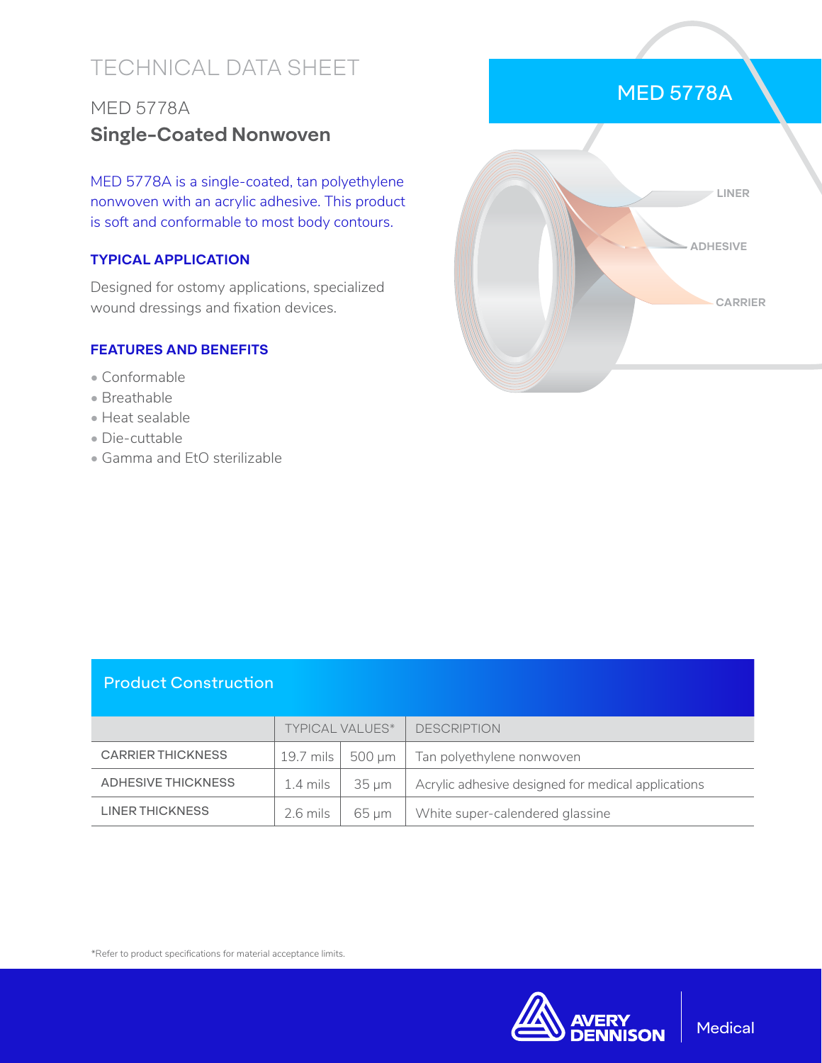# TECHNICAL DATA SHEET

## MED 5778A

## **Single-Coated Nonwoven**

MED 5778A is a single-coated, tan polyethylene nonwoven with an acrylic adhesive. This product is soft and conformable to most body contours.

### TYPICAL APPLICATION

Designed for ostomy applications, specialized wound dressings and fixation devices.

### FEATURES AND BENEFITS

- Conformable
- Breathable
- Heat sealable
- Die-cuttable
- Gamma and EtO sterilizable

MED 5778A

LINER

ADHESIVE

CARRIER

## Product Construction

| | TYPICAL VALUES* | | DESCRIPTION |
|---|---|---|---|
| CARRIER THICKNESS | 19.7 mils | 500 µm | Tan polyethylene nonwoven |
| ADHESIVE THICKNESS | 1.4 mils | 35 µm | Acrylic adhesive designed for medical applications |
| LINER THICKNESS | 2.6 mils | 65 µm | White super-calendered glassine |

*Refer to product specifications for material acceptance limits.

AVERY DENNISON | Medical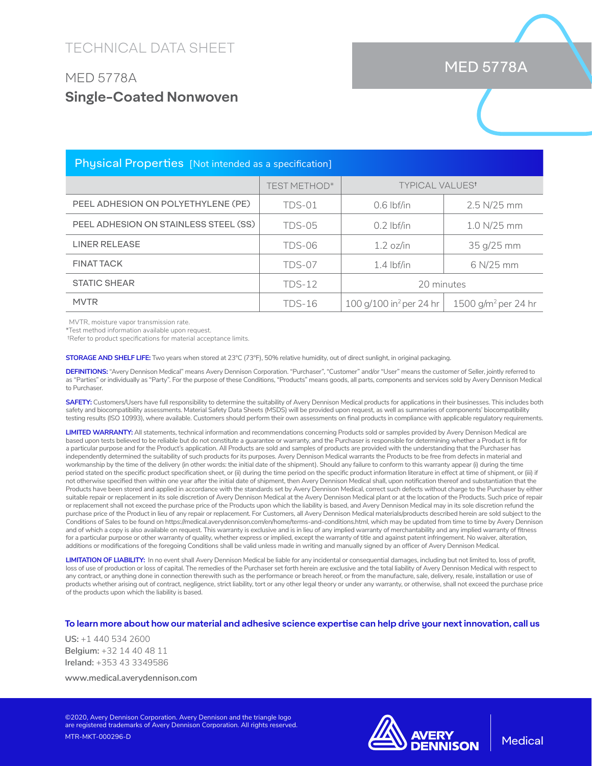# TECHNICAL DATA SHEET

## MED 5778A

## Single-Coated Nonwoven

MED 5778A

### Physical Properties [Not intended as a specification]

| | TEST METHOD* | TYPICAL VALUES† | |
|---|---|---|---|
| PEEL ADHESION ON POLYETHYLENE (PE) | TDS-01 | 0.6 lbf/in | 2.5 N/25 mm |
| PEEL ADHESION ON STAINLESS STEEL (SS) | TDS-05 | 0.2 lbf/in | 1.0 N/25 mm |
| LINER RELEASE | TDS-06 | 1.2 oz/in | 35 g/25 mm |
| FINAT TACK | TDS-07 | 1.4 lbf/in | 6 N/25 mm |
| STATIC SHEAR | TDS-12 | 20 minutes | |
| MVTR | TDS-16 | 100 g/100 in$^2$ per 24 hr | 1500 g/m$^2$ per 24 hr |

MVTR, moisture vapor transmission rate.
*Test method information available upon request.
†Refer to product specifications for material acceptance limits.

**STORAGE AND SHELF LIFE:** Two years when stored at 23°C (73°F), 50% relative humidity, out of direct sunlight, in original packaging.

**DEFINITIONS:** "Avery Dennison Medical" means Avery Dennison Corporation. "Purchaser", "Customer" and/or "User" means the customer of Seller, jointly referred to as "Parties" or individually as "Party". For the purpose of these Conditions, "Products" means goods, all parts, components and services sold by Avery Dennison Medical to Purchaser.

**SAFETY:** Customers/Users have full responsibility to determine the suitability of Avery Dennison Medical products for applications in their businesses. This includes both safety and biocompatibility assessments. Material Safety Data Sheets (MSDS) will be provided upon request, as well as summaries of components' biocompatibility testing results (ISO 10993), where available. Customers should perform their own assessments on final products in compliance with applicable regulatory requirements.

**LIMITED WARRANTY:** All statements, technical information and recommendations concerning Products sold or samples provided by Avery Dennison Medical are based upon tests believed to be reliable but do not constitute a guarantee or warranty, and the Purchaser is responsible for determining whether a Product is fit for a particular purpose and for the Product's application. All Products are sold and samples of products are provided with the understanding that the Purchaser has independently determined the suitability of such products for its purposes. Avery Dennison Medical warrants the Products to be free from defects in material and workmanship by the time of the delivery (in other words: the initial date of the shipment). Should any failure to conform to this warranty appear (i) during the time period stated on the specific product specification sheet, or (ii) during the time period on the specific product information literature in effect at time of shipment, or (iii) if not otherwise specified then within one year after the initial date of shipment, then Avery Dennison Medical shall, upon notification thereof and substantiation that the Products have been stored and applied in accordance with the standards set by Avery Dennison Medical, correct such defects without charge to the Purchaser by either suitable repair or replacement in its sole discretion of Avery Dennison Medical at the Avery Dennison Medical plant or at the location of the Products. Such price of repair or replacement shall not exceed the purchase price of the Products upon which the liability is based, and Avery Dennison Medical may in its sole discretion refund the purchase price of the Product in lieu of any repair or replacement. For Customers, all Avery Dennison Medical materials/products described herein are sold subject to the Conditions of Sales to be found on https://medical.averydennison.com/en/home/terms-and-conditions.html, which may be updated from time to time by Avery Dennison and of which a copy is also available on request. This warranty is exclusive and is in lieu of any implied warranty of merchantability and any implied warranty of fitness for a particular purpose or other warranty of quality, whether express or implied, except the warranty of title and against patent infringement. No waiver, alteration, additions or modifications of the foregoing Conditions shall be valid unless made in writing and manually signed by an officer of Avery Dennison Medical.

**LIMITATION OF LIABILITY:** In no event shall Avery Dennison Medical be liable for any incidental or consequential damages, including but not limited to, loss of profit, loss of use of production or loss of capital. The remedies of the Purchaser set forth herein are exclusive and the total liability of Avery Dennison Medical with respect to any contract, or anything done in connection therewith such as the performance or breach hereof, or from the manufacture, sale, delivery, resale, installation or use of products whether arising out of contract, negligence, strict liability, tort or any other legal theory or under any warranty, or otherwise, shall not exceed the purchase price of the products upon which the liability is based.

**To learn more about how our material and adhesive science expertise can help drive your next innovation, call us**

**US:** +1 440 534 2600
**Belgium:** +32 14 40 48 11
**Ireland:** +353 43 3349586

**www.medical.averydennison.com**

©2020, Avery Dennison Corporation. Avery Dennison and the triangle logo are registered trademarks of Avery Dennison Corporation. All rights reserved.

MTR-MKT-000296-D

AVERY DENNISON Medical